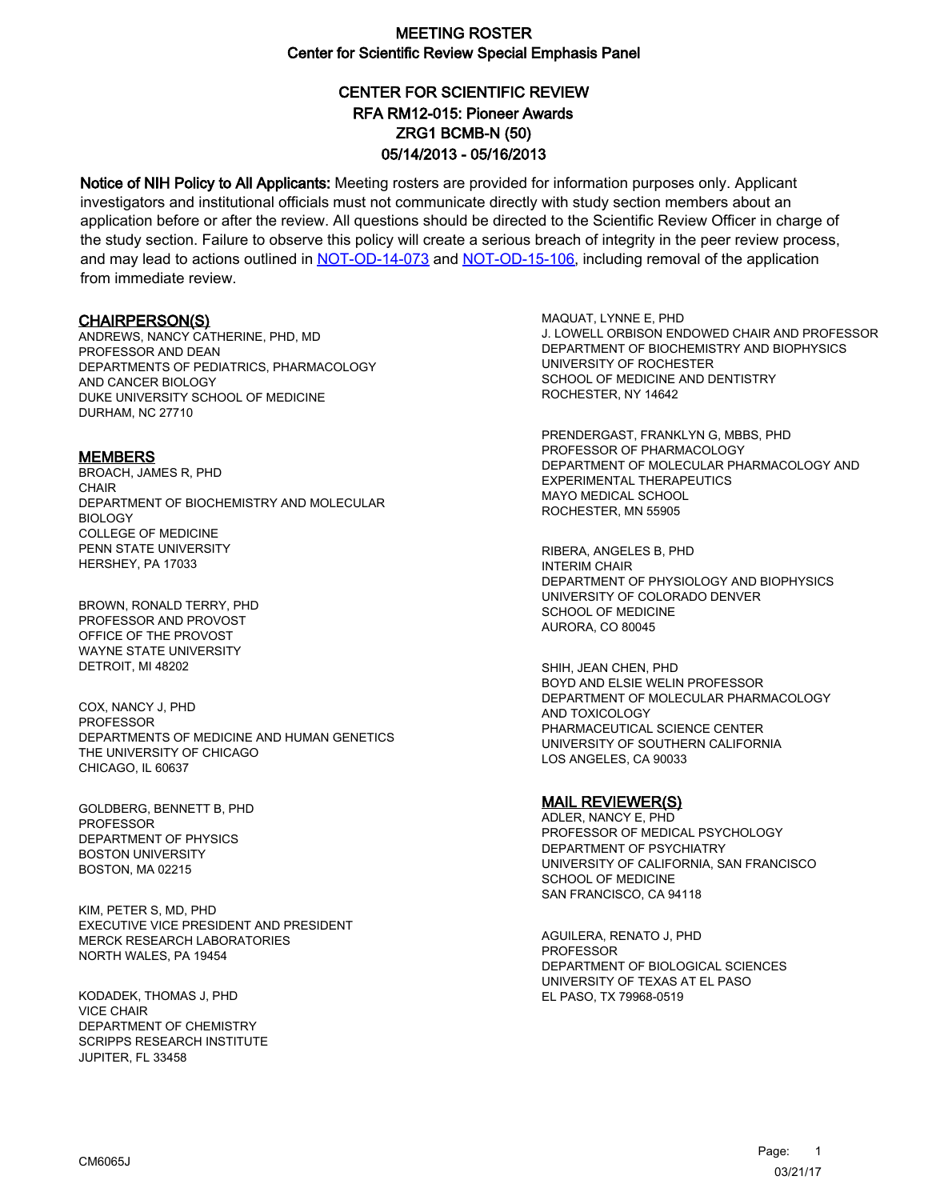# MEETING ROSTER
## Center for Scientific Review Special Emphasis Panel

## CENTER FOR SCIENTIFIC REVIEW
## RFA RM12-015: Pioneer Awards
## ZRG1 BCMB-N (50)
## 05/14/2013 - 05/16/2013

**Notice of NIH Policy to All Applicants:** Meeting rosters are provided for information purposes only. Applicant investigators and institutional officials must not communicate directly with study section members about an application before or after the review. All questions should be directed to the Scientific Review Officer in charge of the study section. Failure to observe this policy will create a serious breach of integrity in the peer review process, and may lead to actions outlined in NOT-OD-14-073 and NOT-OD-15-106, including removal of the application from immediate review.

### CHAIRPERSON(S)

ANDREWS, NANCY CATHERINE, PHD, MD
PROFESSOR AND DEAN
DEPARTMENTS OF PEDIATRICS, PHARMACOLOGY AND CANCER BIOLOGY
DUKE UNIVERSITY SCHOOL OF MEDICINE
DURHAM, NC 27710

### MEMBERS

BROACH, JAMES R, PHD
CHAIR
DEPARTMENT OF BIOCHEMISTRY AND MOLECULAR BIOLOGY
COLLEGE OF MEDICINE
PENN STATE UNIVERSITY
HERSHEY, PA 17033

BROWN, RONALD TERRY, PHD
PROFESSOR AND PROVOST
OFFICE OF THE PROVOST
WAYNE STATE UNIVERSITY
DETROIT, MI 48202

COX, NANCY J, PHD
PROFESSOR
DEPARTMENTS OF MEDICINE AND HUMAN GENETICS
THE UNIVERSITY OF CHICAGO
CHICAGO, IL 60637

GOLDBERG, BENNETT B, PHD
PROFESSOR
DEPARTMENT OF PHYSICS
BOSTON UNIVERSITY
BOSTON, MA 02215

KIM, PETER S, MD, PHD
EXECUTIVE VICE PRESIDENT AND PRESIDENT
MERCK RESEARCH LABORATORIES
NORTH WALES, PA 19454

KODADEK, THOMAS J, PHD
VICE CHAIR
DEPARTMENT OF CHEMISTRY
SCRIPPS RESEARCH INSTITUTE
JUPITER, FL 33458

MAQUAT, LYNNE E, PHD
J. LOWELL ORBISON ENDOWED CHAIR AND PROFESSOR
DEPARTMENT OF BIOCHEMISTRY AND BIOPHYSICS
UNIVERSITY OF ROCHESTER
SCHOOL OF MEDICINE AND DENTISTRY
ROCHESTER, NY 14642

PRENDERGAST, FRANKLYN G, MBBS, PHD
PROFESSOR OF PHARMACOLOGY
DEPARTMENT OF MOLECULAR PHARMACOLOGY AND EXPERIMENTAL THERAPEUTICS
MAYO MEDICAL SCHOOL
ROCHESTER, MN 55905

RIBERA, ANGELES B, PHD
INTERIM CHAIR
DEPARTMENT OF PHYSIOLOGY AND BIOPHYSICS
UNIVERSITY OF COLORADO DENVER
SCHOOL OF MEDICINE
AURORA, CO 80045

SHIH, JEAN CHEN, PHD
BOYD AND ELSIE WELIN PROFESSOR
DEPARTMENT OF MOLECULAR PHARMACOLOGY AND TOXICOLOGY
PHARMACEUTICAL SCIENCE CENTER
UNIVERSITY OF SOUTHERN CALIFORNIA
LOS ANGELES, CA 90033

### MAIL REVIEWER(S)

ADLER, NANCY E, PHD
PROFESSOR OF MEDICAL PSYCHOLOGY
DEPARTMENT OF PSYCHIATRY
UNIVERSITY OF CALIFORNIA, SAN FRANCISCO
SCHOOL OF MEDICINE
SAN FRANCISCO, CA 94118

AGUILERA, RENATO J, PHD
PROFESSOR
DEPARTMENT OF BIOLOGICAL SCIENCES
UNIVERSITY OF TEXAS AT EL PASO
EL PASO, TX 79968-0519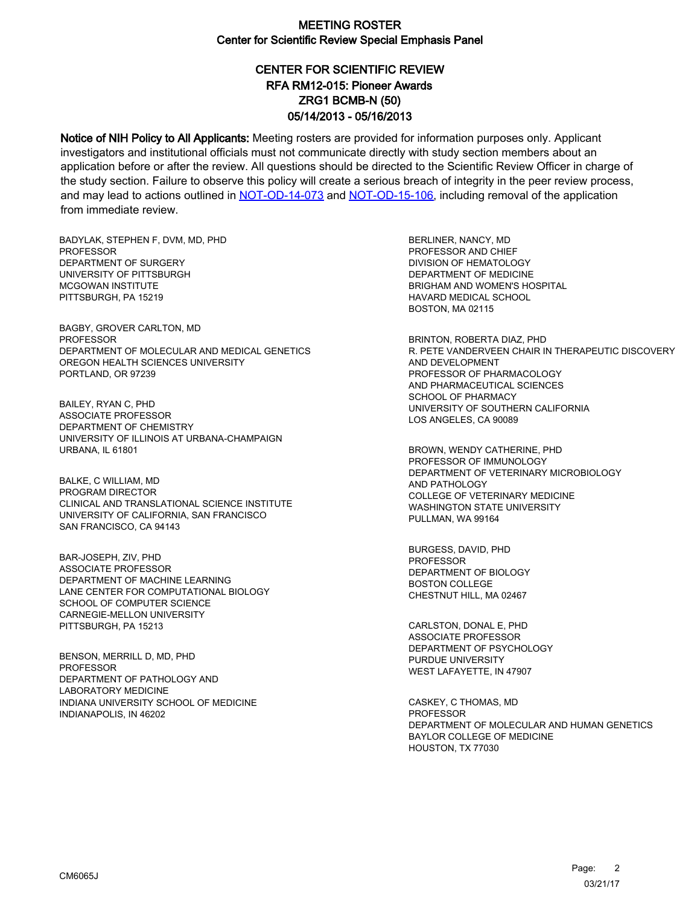# MEETING ROSTER
## Center for Scientific Review Special Emphasis Panel

## CENTER FOR SCIENTIFIC REVIEW
## RFA RM12-015: Pioneer Awards
## ZRG1 BCMB-N (50)
## 05/14/2013 - 05/16/2013

**Notice of NIH Policy to All Applicants:** Meeting rosters are provided for information purposes only. Applicant investigators and institutional officials must not communicate directly with study section members about an application before or after the review. All questions should be directed to the Scientific Review Officer in charge of the study section. Failure to observe this policy will create a serious breach of integrity in the peer review process, and may lead to actions outlined in NOT-OD-14-073 and NOT-OD-15-106, including removal of the application from immediate review.

BADYLAK, STEPHEN F, DVM, MD, PHD
PROFESSOR
DEPARTMENT OF SURGERY
UNIVERSITY OF PITTSBURGH
MCGOWAN INSTITUTE
PITTSBURGH, PA 15219

BAGBY, GROVER CARLTON, MD
PROFESSOR
DEPARTMENT OF MOLECULAR AND MEDICAL GENETICS
OREGON HEALTH SCIENCES UNIVERSITY
PORTLAND, OR 97239

BAILEY, RYAN C, PHD
ASSOCIATE PROFESSOR
DEPARTMENT OF CHEMISTRY
UNIVERSITY OF ILLINOIS AT URBANA-CHAMPAIGN
URBANA, IL 61801

BALKE, C WILLIAM, MD
PROGRAM DIRECTOR
CLINICAL AND TRANSLATIONAL SCIENCE INSTITUTE
UNIVERSITY OF CALIFORNIA, SAN FRANCISCO
SAN FRANCISCO, CA 94143

BAR-JOSEPH, ZIV, PHD
ASSOCIATE PROFESSOR
DEPARTMENT OF MACHINE LEARNING
LANE CENTER FOR COMPUTATIONAL BIOLOGY
SCHOOL OF COMPUTER SCIENCE
CARNEGIE-MELLON UNIVERSITY
PITTSBURGH, PA 15213

BENSON, MERRILL D, MD, PHD
PROFESSOR
DEPARTMENT OF PATHOLOGY AND
LABORATORY MEDICINE
INDIANA UNIVERSITY SCHOOL OF MEDICINE
INDIANAPOLIS, IN 46202

BERLINER, NANCY, MD
PROFESSOR AND CHIEF
DIVISION OF HEMATOLOGY
DEPARTMENT OF MEDICINE
BRIGHAM AND WOMEN'S HOSPITAL
HAVARD MEDICAL SCHOOL
BOSTON, MA 02115

BRINTON, ROBERTA DIAZ, PHD
R. PETE VANDERVEEN CHAIR IN THERAPEUTIC DISCOVERY
AND DEVELOPMENT
PROFESSOR OF PHARMACOLOGY
AND PHARMACEUTICAL SCIENCES
SCHOOL OF PHARMACY
UNIVERSITY OF SOUTHERN CALIFORNIA
LOS ANGELES, CA 90089

BROWN, WENDY CATHERINE, PHD
PROFESSOR OF IMMUNOLOGY
DEPARTMENT OF VETERINARY MICROBIOLOGY
AND PATHOLOGY
COLLEGE OF VETERINARY MEDICINE
WASHINGTON STATE UNIVERSITY
PULLMAN, WA 99164

BURGESS, DAVID, PHD
PROFESSOR
DEPARTMENT OF BIOLOGY
BOSTON COLLEGE
CHESTNUT HILL, MA 02467

CARLSTON, DONAL E, PHD
ASSOCIATE PROFESSOR
DEPARTMENT OF PSYCHOLOGY
PURDUE UNIVERSITY
WEST LAFAYETTE, IN 47907

CASKEY, C THOMAS, MD
PROFESSOR
DEPARTMENT OF MOLECULAR AND HUMAN GENETICS
BAYLOR COLLEGE OF MEDICINE
HOUSTON, TX 77030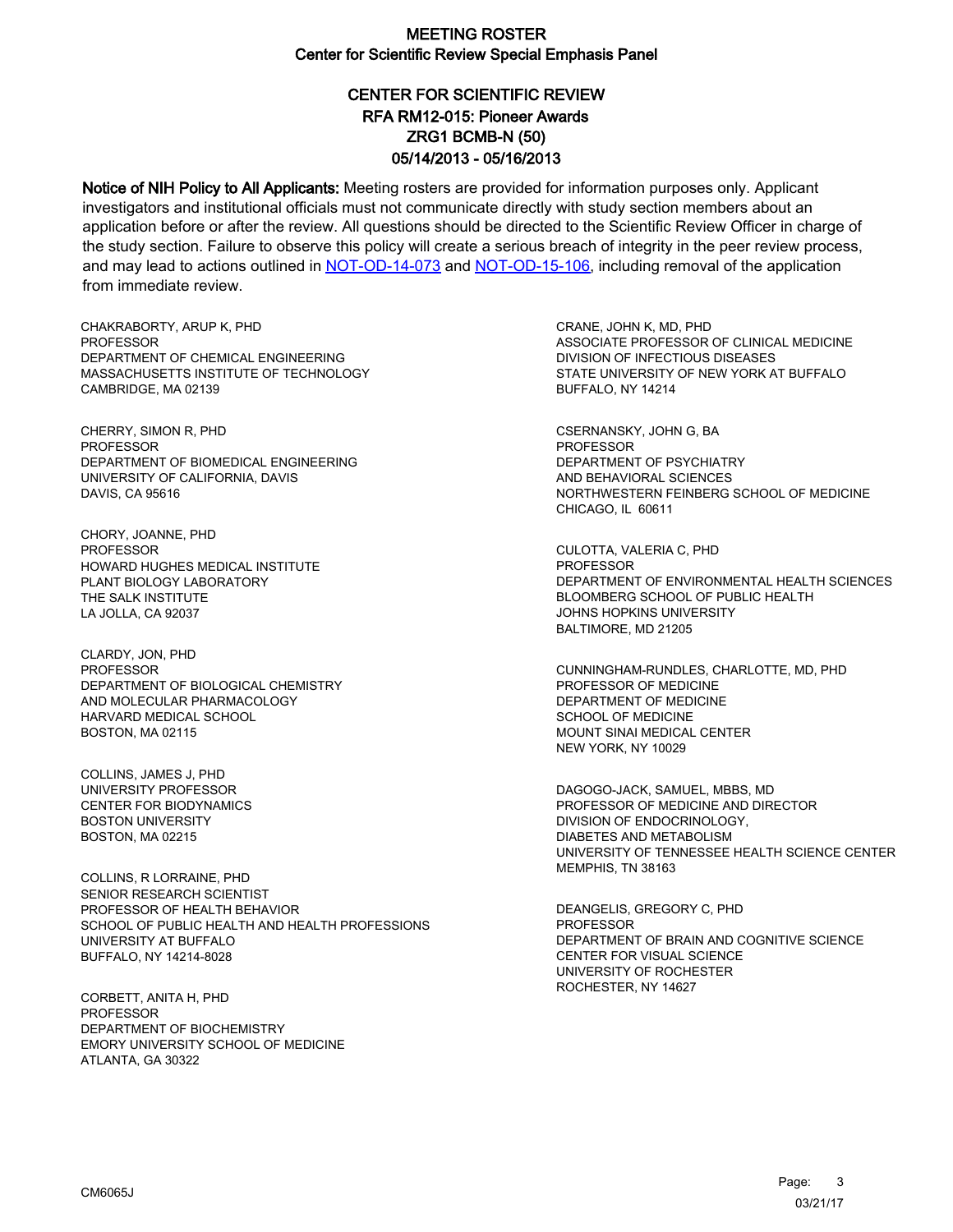# MEETING ROSTER
## Center for Scientific Review Special Emphasis Panel

### CENTER FOR SCIENTIFIC REVIEW
### RFA RM12-015: Pioneer Awards
### ZRG1 BCMB-N (50)
### 05/14/2013 - 05/16/2013

**Notice of NIH Policy to All Applicants:** Meeting rosters are provided for information purposes only. Applicant investigators and institutional officials must not communicate directly with study section members about an application before or after the review. All questions should be directed to the Scientific Review Officer in charge of the study section. Failure to observe this policy will create a serious breach of integrity in the peer review process, and may lead to actions outlined in NOT-OD-14-073 and NOT-OD-15-106, including removal of the application from immediate review.

CHAKRABORTY, ARUP K, PHD
PROFESSOR
DEPARTMENT OF CHEMICAL ENGINEERING
MASSACHUSETTS INSTITUTE OF TECHNOLOGY
CAMBRIDGE, MA 02139

CHERRY, SIMON R, PHD
PROFESSOR
DEPARTMENT OF BIOMEDICAL ENGINEERING
UNIVERSITY OF CALIFORNIA, DAVIS
DAVIS, CA 95616

CHORY, JOANNE, PHD
PROFESSOR
HOWARD HUGHES MEDICAL INSTITUTE
PLANT BIOLOGY LABORATORY
THE SALK INSTITUTE
LA JOLLA, CA 92037

CLARDY, JON, PHD
PROFESSOR
DEPARTMENT OF BIOLOGICAL CHEMISTRY
AND MOLECULAR PHARMACOLOGY
HARVARD MEDICAL SCHOOL
BOSTON, MA 02115

COLLINS, JAMES J, PHD
UNIVERSITY PROFESSOR
CENTER FOR BIODYNAMICS
BOSTON UNIVERSITY
BOSTON, MA 02215

COLLINS, R LORRAINE, PHD
SENIOR RESEARCH SCIENTIST
PROFESSOR OF HEALTH BEHAVIOR
SCHOOL OF PUBLIC HEALTH AND HEALTH PROFESSIONS
UNIVERSITY AT BUFFALO
BUFFALO, NY 14214-8028

CORBETT, ANITA H, PHD
PROFESSOR
DEPARTMENT OF BIOCHEMISTRY
EMORY UNIVERSITY SCHOOL OF MEDICINE
ATLANTA, GA 30322

CRANE, JOHN K, MD, PHD
ASSOCIATE PROFESSOR OF CLINICAL MEDICINE
DIVISION OF INFECTIOUS DISEASES
STATE UNIVERSITY OF NEW YORK AT BUFFALO
BUFFALO, NY 14214

CSERNANSKY, JOHN G, BA
PROFESSOR
DEPARTMENT OF PSYCHIATRY
AND BEHAVIORAL SCIENCES
NORTHWESTERN FEINBERG SCHOOL OF MEDICINE
CHICAGO, IL 60611

CULOTTA, VALERIA C, PHD
PROFESSOR
DEPARTMENT OF ENVIRONMENTAL HEALTH SCIENCES
BLOOMBERG SCHOOL OF PUBLIC HEALTH
JOHNS HOPKINS UNIVERSITY
BALTIMORE, MD 21205

CUNNINGHAM-RUNDLES, CHARLOTTE, MD, PHD
PROFESSOR OF MEDICINE
DEPARTMENT OF MEDICINE
SCHOOL OF MEDICINE
MOUNT SINAI MEDICAL CENTER
NEW YORK, NY 10029

DAGOGO-JACK, SAMUEL, MBBS, MD
PROFESSOR OF MEDICINE AND DIRECTOR
DIVISION OF ENDOCRINOLOGY,
DIABETES AND METABOLISM
UNIVERSITY OF TENNESSEE HEALTH SCIENCE CENTER
MEMPHIS, TN 38163

DEANGELIS, GREGORY C, PHD
PROFESSOR
DEPARTMENT OF BRAIN AND COGNITIVE SCIENCE
CENTER FOR VISUAL SCIENCE
UNIVERSITY OF ROCHESTER
ROCHESTER, NY 14627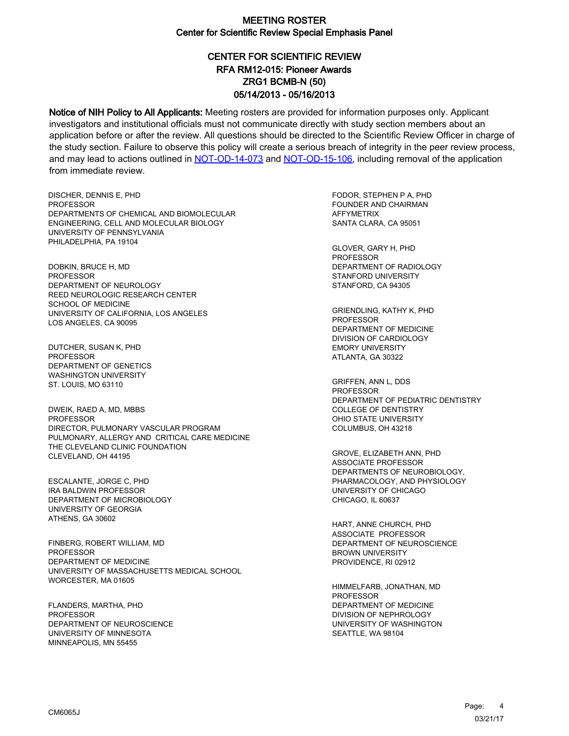# MEETING ROSTER
## Center for Scientific Review Special Emphasis Panel

## CENTER FOR SCIENTIFIC REVIEW
## RFA RM12-015: Pioneer Awards
## ZRG1 BCMB-N (50)
## 05/14/2013 - 05/16/2013

**Notice of NIH Policy to All Applicants:** Meeting rosters are provided for information purposes only. Applicant investigators and institutional officials must not communicate directly with study section members about an application before or after the review. All questions should be directed to the Scientific Review Officer in charge of the study section. Failure to observe this policy will create a serious breach of integrity in the peer review process, and may lead to actions outlined in NOT-OD-14-073 and NOT-OD-15-106, including removal of the application from immediate review.

DISCHER, DENNIS E, PHD
PROFESSOR
DEPARTMENTS OF CHEMICAL AND BIOMOLECULAR ENGINEERING, CELL AND MOLECULAR BIOLOGY
UNIVERSITY OF PENNSYLVANIA
PHILADELPHIA, PA 19104

DOBKIN, BRUCE H, MD
PROFESSOR
DEPARTMENT OF NEUROLOGY
REED NEUROLOGIC RESEARCH CENTER
SCHOOL OF MEDICINE
UNIVERSITY OF CALIFORNIA, LOS ANGELES
LOS ANGELES, CA 90095

DUTCHER, SUSAN K, PHD
PROFESSOR
DEPARTMENT OF GENETICS
WASHINGTON UNIVERSITY
ST. LOUIS, MO 63110

DWEIK, RAED A, MD, MBBS
PROFESSOR
DIRECTOR, PULMONARY VASCULAR PROGRAM
PULMONARY, ALLERGY AND CRITICAL CARE MEDICINE
THE CLEVELAND CLINIC FOUNDATION
CLEVELAND, OH 44195

ESCALANTE, JORGE C, PHD
IRA BALDWIN PROFESSOR
DEPARTMENT OF MICROBIOLOGY
UNIVERSITY OF GEORGIA
ATHENS, GA 30602

FINBERG, ROBERT WILLIAM, MD
PROFESSOR
DEPARTMENT OF MEDICINE
UNIVERSITY OF MASSACHUSETTS MEDICAL SCHOOL
WORCESTER, MA 01605

FLANDERS, MARTHA, PHD
PROFESSOR
DEPARTMENT OF NEUROSCIENCE
UNIVERSITY OF MINNESOTA
MINNEAPOLIS, MN 55455

FODOR, STEPHEN P A, PHD
FOUNDER AND CHAIRMAN
AFFYMETRIX
SANTA CLARA, CA 95051

GLOVER, GARY H, PHD
PROFESSOR
DEPARTMENT OF RADIOLOGY
STANFORD UNIVERSITY
STANFORD, CA 94305

GRIENDLING, KATHY K, PHD
PROFESSOR
DEPARTMENT OF MEDICINE
DIVISION OF CARDIOLOGY
EMORY UNIVERSITY
ATLANTA, GA 30322

GRIFFEN, ANN L, DDS
PROFESSOR
DEPARTMENT OF PEDIATRIC DENTISTRY
COLLEGE OF DENTISTRY
OHIO STATE UNIVERSITY
COLUMBUS, OH 43218

GROVE, ELIZABETH ANN, PHD
ASSOCIATE PROFESSOR
DEPARTMENTS OF NEUROBIOLOGY, PHARMACOLOGY, AND PHYSIOLOGY
UNIVERSITY OF CHICAGO
CHICAGO, IL 60637

HART, ANNE CHURCH, PHD
ASSOCIATE PROFESSOR
DEPARTMENT OF NEUROSCIENCE
BROWN UNIVERSITY
PROVIDENCE, RI 02912

HIMMELFARB, JONATHAN, MD
PROFESSOR
DEPARTMENT OF MEDICINE
DIVISION OF NEPHROLOGY
UNIVERSITY OF WASHINGTON
SEATTLE, WA 98104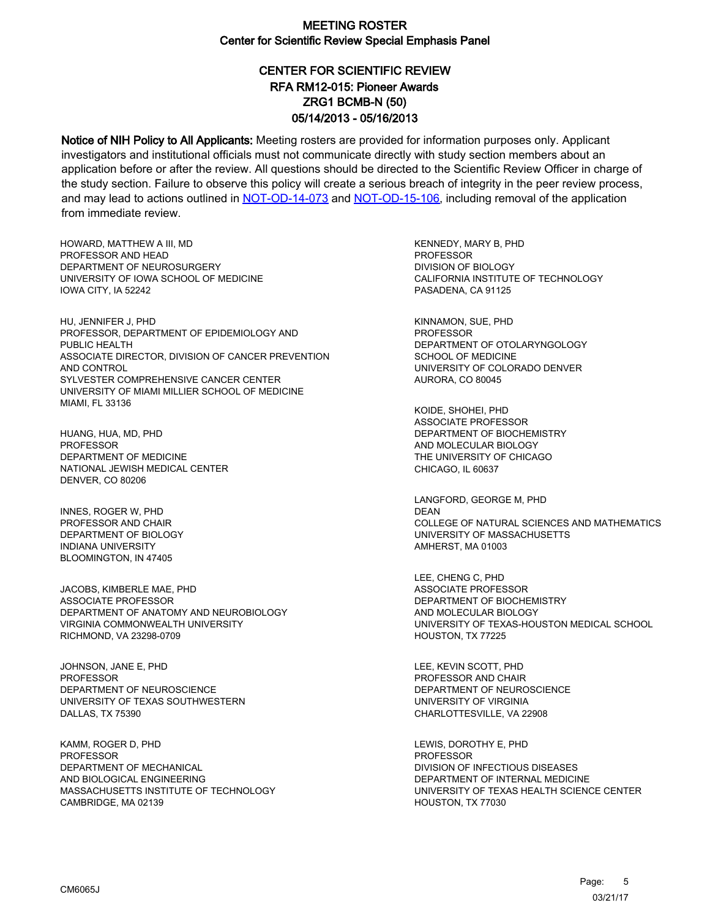# MEETING ROSTER
## Center for Scientific Review Special Emphasis Panel

### CENTER FOR SCIENTIFIC REVIEW
### RFA RM12-015: Pioneer Awards
### ZRG1 BCMB-N (50)
### 05/14/2013 - 05/16/2013

**Notice of NIH Policy to All Applicants:** Meeting rosters are provided for information purposes only. Applicant investigators and institutional officials must not communicate directly with study section members about an application before or after the review. All questions should be directed to the Scientific Review Officer in charge of the study section. Failure to observe this policy will create a serious breach of integrity in the peer review process, and may lead to actions outlined in NOT-OD-14-073 and NOT-OD-15-106, including removal of the application from immediate review.

HOWARD, MATTHEW A III, MD
PROFESSOR AND HEAD
DEPARTMENT OF NEUROSURGERY
UNIVERSITY OF IOWA SCHOOL OF MEDICINE
IOWA CITY, IA 52242

HU, JENNIFER J, PHD
PROFESSOR, DEPARTMENT OF EPIDEMIOLOGY AND PUBLIC HEALTH
ASSOCIATE DIRECTOR, DIVISION OF CANCER PREVENTION AND CONTROL
SYLVESTER COMPREHENSIVE CANCER CENTER
UNIVERSITY OF MIAMI MILLIER SCHOOL OF MEDICINE
MIAMI, FL 33136

HUANG, HUA, MD, PHD
PROFESSOR
DEPARTMENT OF MEDICINE
NATIONAL JEWISH MEDICAL CENTER
DENVER, CO 80206

INNES, ROGER W, PHD
PROFESSOR AND CHAIR
DEPARTMENT OF BIOLOGY
INDIANA UNIVERSITY
BLOOMINGTON, IN 47405

JACOBS, KIMBERLE MAE, PHD
ASSOCIATE PROFESSOR
DEPARTMENT OF ANATOMY AND NEUROBIOLOGY
VIRGINIA COMMONWEALTH UNIVERSITY
RICHMOND, VA 23298-0709

JOHNSON, JANE E, PHD
PROFESSOR
DEPARTMENT OF NEUROSCIENCE
UNIVERSITY OF TEXAS SOUTHWESTERN
DALLAS, TX 75390

KAMM, ROGER D, PHD
PROFESSOR
DEPARTMENT OF MECHANICAL AND BIOLOGICAL ENGINEERING
MASSACHUSETTS INSTITUTE OF TECHNOLOGY
CAMBRIDGE, MA 02139

KENNEDY, MARY B, PHD
PROFESSOR
DIVISION OF BIOLOGY
CALIFORNIA INSTITUTE OF TECHNOLOGY
PASADENA, CA 91125

KINNAMON, SUE, PHD
PROFESSOR
DEPARTMENT OF OTOLARYNGOLOGY
SCHOOL OF MEDICINE
UNIVERSITY OF COLORADO DENVER
AURORA, CO 80045

KOIDE, SHOHEI, PHD
ASSOCIATE PROFESSOR
DEPARTMENT OF BIOCHEMISTRY AND MOLECULAR BIOLOGY
THE UNIVERSITY OF CHICAGO
CHICAGO, IL 60637

LANGFORD, GEORGE M, PHD
DEAN
COLLEGE OF NATURAL SCIENCES AND MATHEMATICS
UNIVERSITY OF MASSACHUSETTS
AMHERST, MA 01003

LEE, CHENG C, PHD
ASSOCIATE PROFESSOR
DEPARTMENT OF BIOCHEMISTRY AND MOLECULAR BIOLOGY
UNIVERSITY OF TEXAS-HOUSTON MEDICAL SCHOOL
HOUSTON, TX 77225

LEE, KEVIN SCOTT, PHD
PROFESSOR AND CHAIR
DEPARTMENT OF NEUROSCIENCE
UNIVERSITY OF VIRGINIA
CHARLOTTESVILLE, VA 22908

LEWIS, DOROTHY E, PHD
PROFESSOR
DIVISION OF INFECTIOUS DISEASES
DEPARTMENT OF INTERNAL MEDICINE
UNIVERSITY OF TEXAS HEALTH SCIENCE CENTER
HOUSTON, TX 77030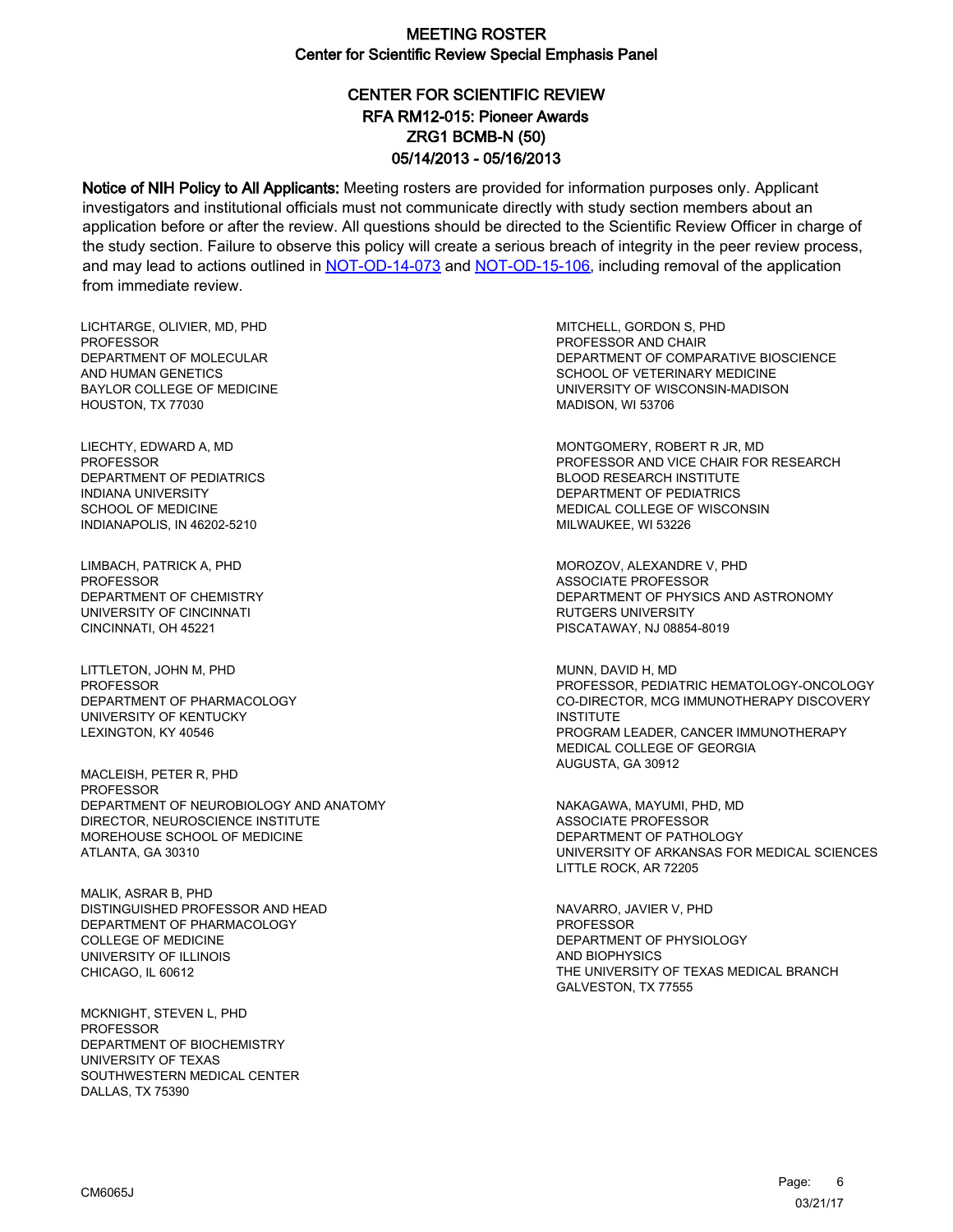# MEETING ROSTER
## Center for Scientific Review Special Emphasis Panel

### CENTER FOR SCIENTIFIC REVIEW
### RFA RM12-015: Pioneer Awards
### ZRG1 BCMB-N (50)
### 05/14/2013 - 05/16/2013

**Notice of NIH Policy to All Applicants:** Meeting rosters are provided for information purposes only. Applicant investigators and institutional officials must not communicate directly with study section members about an application before or after the review. All questions should be directed to the Scientific Review Officer in charge of the study section. Failure to observe this policy will create a serious breach of integrity in the peer review process, and may lead to actions outlined in NOT-OD-14-073 and NOT-OD-15-106, including removal of the application from immediate review.

LICHTARGE, OLIVIER, MD, PHD
PROFESSOR
DEPARTMENT OF MOLECULAR
AND HUMAN GENETICS
BAYLOR COLLEGE OF MEDICINE
HOUSTON, TX 77030

LIECHTY, EDWARD A, MD
PROFESSOR
DEPARTMENT OF PEDIATRICS
INDIANA UNIVERSITY
SCHOOL OF MEDICINE
INDIANAPOLIS, IN 46202-5210

LIMBACH, PATRICK A, PHD
PROFESSOR
DEPARTMENT OF CHEMISTRY
UNIVERSITY OF CINCINNATI
CINCINNATI, OH 45221

LITTLETON, JOHN M, PHD
PROFESSOR
DEPARTMENT OF PHARMACOLOGY
UNIVERSITY OF KENTUCKY
LEXINGTON, KY 40546

MACLEISH, PETER R, PHD
PROFESSOR
DEPARTMENT OF NEUROBIOLOGY AND ANATOMY
DIRECTOR, NEUROSCIENCE INSTITUTE
MOREHOUSE SCHOOL OF MEDICINE
ATLANTA, GA 30310

MALIK, ASRAR B, PHD
DISTINGUISHED PROFESSOR AND HEAD
DEPARTMENT OF PHARMACOLOGY
COLLEGE OF MEDICINE
UNIVERSITY OF ILLINOIS
CHICAGO, IL 60612

MCKNIGHT, STEVEN L, PHD
PROFESSOR
DEPARTMENT OF BIOCHEMISTRY
UNIVERSITY OF TEXAS
SOUTHWESTERN MEDICAL CENTER
DALLAS, TX 75390

MITCHELL, GORDON S, PHD
PROFESSOR AND CHAIR
DEPARTMENT OF COMPARATIVE BIOSCIENCE
SCHOOL OF VETERINARY MEDICINE
UNIVERSITY OF WISCONSIN-MADISON
MADISON, WI 53706

MONTGOMERY, ROBERT R JR, MD
PROFESSOR AND VICE CHAIR FOR RESEARCH
BLOOD RESEARCH INSTITUTE
DEPARTMENT OF PEDIATRICS
MEDICAL COLLEGE OF WISCONSIN
MILWAUKEE, WI 53226

MOROZOV, ALEXANDRE V, PHD
ASSOCIATE PROFESSOR
DEPARTMENT OF PHYSICS AND ASTRONOMY
RUTGERS UNIVERSITY
PISCATAWAY, NJ 08854-8019

MUNN, DAVID H, MD
PROFESSOR, PEDIATRIC HEMATOLOGY-ONCOLOGY
CO-DIRECTOR, MCG IMMUNOTHERAPY DISCOVERY
INSTITUTE
PROGRAM LEADER, CANCER IMMUNOTHERAPY
MEDICAL COLLEGE OF GEORGIA
AUGUSTA, GA 30912

NAKAGAWA, MAYUMI, PHD, MD
ASSOCIATE PROFESSOR
DEPARTMENT OF PATHOLOGY
UNIVERSITY OF ARKANSAS FOR MEDICAL SCIENCES
LITTLE ROCK, AR 72205

NAVARRO, JAVIER V, PHD
PROFESSOR
DEPARTMENT OF PHYSIOLOGY
AND BIOPHYSICS
THE UNIVERSITY OF TEXAS MEDICAL BRANCH
GALVESTON, TX 77555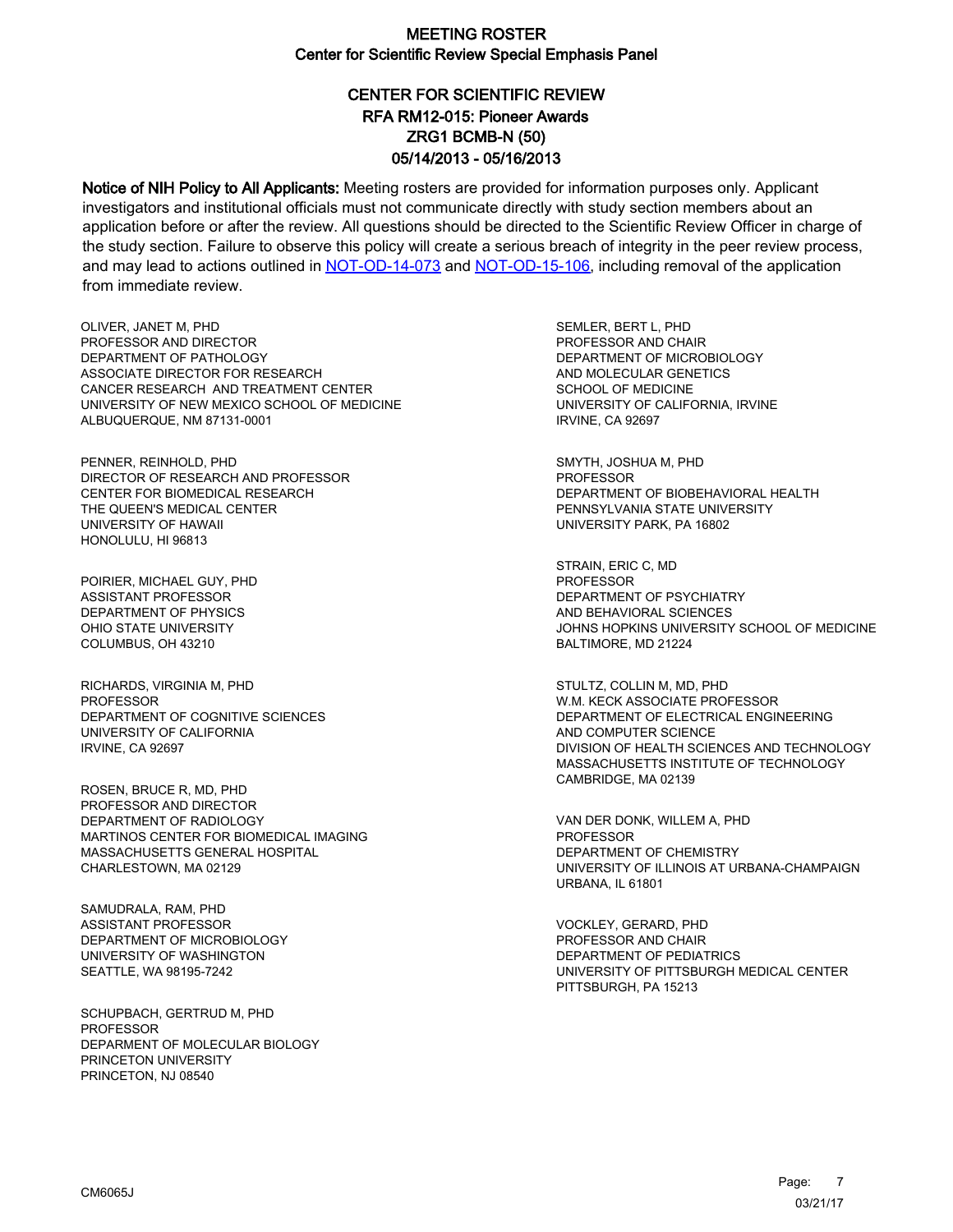# MEETING ROSTER
## Center for Scientific Review Special Emphasis Panel

## CENTER FOR SCIENTIFIC REVIEW
## RFA RM12-015: Pioneer Awards
## ZRG1 BCMB-N (50)
## 05/14/2013 - 05/16/2013

**Notice of NIH Policy to All Applicants:** Meeting rosters are provided for information purposes only. Applicant investigators and institutional officials must not communicate directly with study section members about an application before or after the review. All questions should be directed to the Scientific Review Officer in charge of the study section. Failure to observe this policy will create a serious breach of integrity in the peer review process, and may lead to actions outlined in [NOT-OD-14-073] and [NOT-OD-15-106], including removal of the application from immediate review.

OLIVER, JANET M, PHD
PROFESSOR AND DIRECTOR
DEPARTMENT OF PATHOLOGY
ASSOCIATE DIRECTOR FOR RESEARCH
CANCER RESEARCH AND TREATMENT CENTER
UNIVERSITY OF NEW MEXICO SCHOOL OF MEDICINE
ALBUQUERQUE, NM 87131-0001

PENNER, REINHOLD, PHD
DIRECTOR OF RESEARCH AND PROFESSOR
CENTER FOR BIOMEDICAL RESEARCH
THE QUEEN'S MEDICAL CENTER
UNIVERSITY OF HAWAII
HONOLULU, HI 96813

POIRIER, MICHAEL GUY, PHD
ASSISTANT PROFESSOR
DEPARTMENT OF PHYSICS
OHIO STATE UNIVERSITY
COLUMBUS, OH 43210

RICHARDS, VIRGINIA M, PHD
PROFESSOR
DEPARTMENT OF COGNITIVE SCIENCES
UNIVERSITY OF CALIFORNIA
IRVINE, CA 92697

ROSEN, BRUCE R, MD, PHD
PROFESSOR AND DIRECTOR
DEPARTMENT OF RADIOLOGY
MARTINOS CENTER FOR BIOMEDICAL IMAGING
MASSACHUSETTS GENERAL HOSPITAL
CHARLESTOWN, MA 02129

SAMUDRALA, RAM, PHD
ASSISTANT PROFESSOR
DEPARTMENT OF MICROBIOLOGY
UNIVERSITY OF WASHINGTON
SEATTLE, WA 98195-7242

SCHUPBACH, GERTRUD M, PHD
PROFESSOR
DEPARMENT OF MOLECULAR BIOLOGY
PRINCETON UNIVERSITY
PRINCETON, NJ 08540

SEMLER, BERT L, PHD
PROFESSOR AND CHAIR
DEPARTMENT OF MICROBIOLOGY
AND MOLECULAR GENETICS
SCHOOL OF MEDICINE
UNIVERSITY OF CALIFORNIA, IRVINE
IRVINE, CA 92697

SMYTH, JOSHUA M, PHD
PROFESSOR
DEPARTMENT OF BIOBEHAVIORAL HEALTH
PENNSYLVANIA STATE UNIVERSITY
UNIVERSITY PARK, PA 16802

STRAIN, ERIC C, MD
PROFESSOR
DEPARTMENT OF PSYCHIATRY
AND BEHAVIORAL SCIENCES
JOHNS HOPKINS UNIVERSITY SCHOOL OF MEDICINE
BALTIMORE, MD 21224

STULTZ, COLLIN M, MD, PHD
W.M. KECK ASSOCIATE PROFESSOR
DEPARTMENT OF ELECTRICAL ENGINEERING
AND COMPUTER SCIENCE
DIVISION OF HEALTH SCIENCES AND TECHNOLOGY
MASSACHUSETTS INSTITUTE OF TECHNOLOGY
CAMBRIDGE, MA 02139

VAN DER DONK, WILLEM A, PHD
PROFESSOR
DEPARTMENT OF CHEMISTRY
UNIVERSITY OF ILLINOIS AT URBANA-CHAMPAIGN
URBANA, IL 61801

VOCKLEY, GERARD, PHD
PROFESSOR AND CHAIR
DEPARTMENT OF PEDIATRICS
UNIVERSITY OF PITTSBURGH MEDICAL CENTER
PITTSBURGH, PA 15213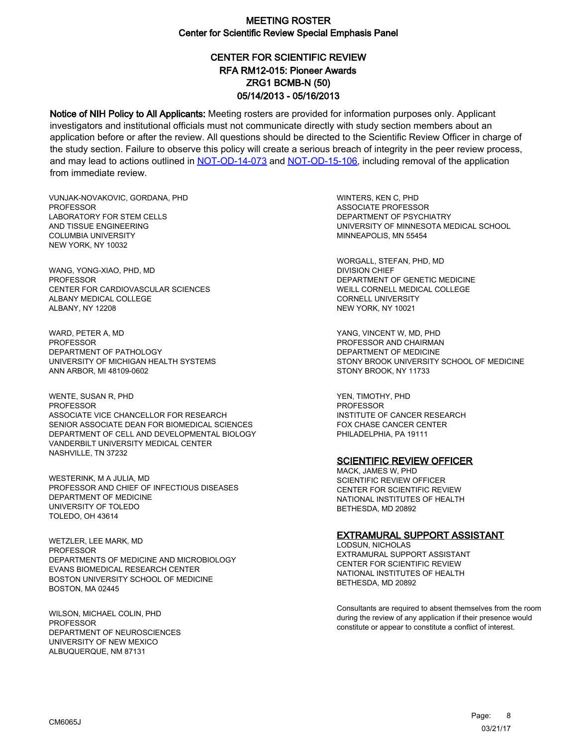# MEETING ROSTER

## Center for Scientific Review Special Emphasis Panel

### CENTER FOR SCIENTIFIC REVIEW
### RFA RM12-015: Pioneer Awards
### ZRG1 BCMB-N (50)
### 05/14/2013 - 05/16/2013

**Notice of NIH Policy to All Applicants:** Meeting rosters are provided for information purposes only. Applicant investigators and institutional officials must not communicate directly with study section members about an application before or after the review. All questions should be directed to the Scientific Review Officer in charge of the study section. Failure to observe this policy will create a serious breach of integrity in the peer review process, and may lead to actions outlined in NOT-OD-14-073 and NOT-OD-15-106, including removal of the application from immediate review.

VUNJAK-NOVAKOVIC, GORDANA, PHD
PROFESSOR
LABORATORY FOR STEM CELLS
AND TISSUE ENGINEERING
COLUMBIA UNIVERSITY
NEW YORK, NY 10032

WANG, YONG-XIAO, PHD, MD
PROFESSOR
CENTER FOR CARDIOVASCULAR SCIENCES
ALBANY MEDICAL COLLEGE
ALBANY, NY 12208

WARD, PETER A, MD
PROFESSOR
DEPARTMENT OF PATHOLOGY
UNIVERSITY OF MICHIGAN HEALTH SYSTEMS
ANN ARBOR, MI 48109-0602

WENTE, SUSAN R, PHD
PROFESSOR
ASSOCIATE VICE CHANCELLOR FOR RESEARCH
SENIOR ASSOCIATE DEAN FOR BIOMEDICAL SCIENCES
DEPARTMENT OF CELL AND DEVELOPMENTAL BIOLOGY
VANDERBILT UNIVERSITY MEDICAL CENTER
NASHVILLE, TN 37232

WESTERINK, M A JULIA, MD
PROFESSOR AND CHIEF OF INFECTIOUS DISEASES
DEPARTMENT OF MEDICINE
UNIVERSITY OF TOLEDO
TOLEDO, OH 43614

WETZLER, LEE MARK, MD
PROFESSOR
DEPARTMENTS OF MEDICINE AND MICROBIOLOGY
EVANS BIOMEDICAL RESEARCH CENTER
BOSTON UNIVERSITY SCHOOL OF MEDICINE
BOSTON, MA 02445

WILSON, MICHAEL COLIN, PHD
PROFESSOR
DEPARTMENT OF NEUROSCIENCES
UNIVERSITY OF NEW MEXICO
ALBUQUERQUE, NM 87131

WINTERS, KEN C, PHD
ASSOCIATE PROFESSOR
DEPARTMENT OF PSYCHIATRY
UNIVERSITY OF MINNESOTA MEDICAL SCHOOL
MINNEAPOLIS, MN 55454

WORGALL, STEFAN, PHD, MD
DIVISION CHIEF
DEPARTMENT OF GENETIC MEDICINE
WEILL CORNELL MEDICAL COLLEGE
CORNELL UNIVERSITY
NEW YORK, NY 10021

YANG, VINCENT W, MD, PHD
PROFESSOR AND CHAIRMAN
DEPARTMENT OF MEDICINE
STONY BROOK UNIVERSITY SCHOOL OF MEDICINE
STONY BROOK, NY 11733

YEN, TIMOTHY, PHD
PROFESSOR
INSTITUTE OF CANCER RESEARCH
FOX CHASE CANCER CENTER
PHILADELPHIA, PA 19111

#### SCIENTIFIC REVIEW OFFICER

MACK, JAMES W, PHD
SCIENTIFIC REVIEW OFFICER
CENTER FOR SCIENTIFIC REVIEW
NATIONAL INSTITUTES OF HEALTH
BETHESDA, MD 20892

#### EXTRAMURAL SUPPORT ASSISTANT

LODSUN, NICHOLAS
EXTRAMURAL SUPPORT ASSISTANT
CENTER FOR SCIENTIFIC REVIEW
NATIONAL INSTITUTES OF HEALTH
BETHESDA, MD 20892

Consultants are required to absent themselves from the room during the review of any application if their presence would constitute or appear to constitute a conflict of interest.